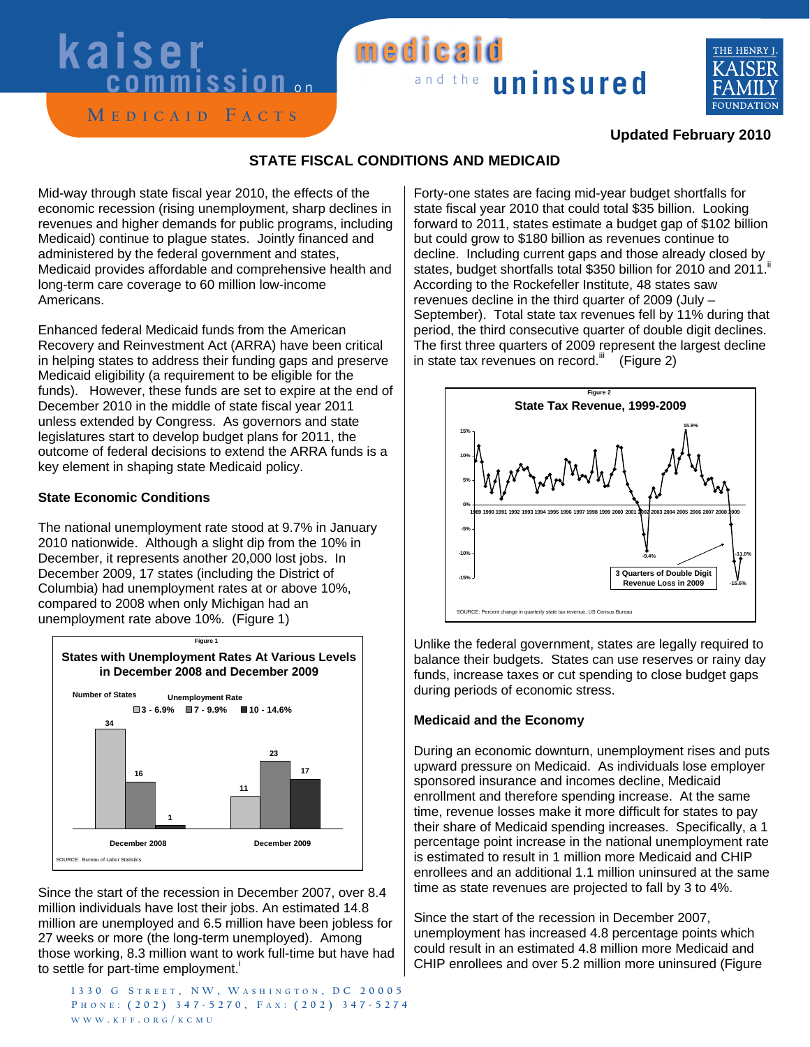# STATE FISCAL CONDITIONS AND MEDICAID

Updated February 2010

Mid-way through state fiscal year 2010, the effects of the economic recession (rising unemployment, sharp declines in revenues and higher demands for public programs, including Medicaid) continue to plague states. Jointly financed and administered by the federal government and states, Medicaid provides affordable and comprehensive health and long-term care coverage to 60 million low-income Americans.

Enhanced federal Medicaid funds from the American Recovery and Reinvestment Act (ARRA) have been critical in helping states to address their funding gaps and preserve Medicaid eligibility (a requirement to be eligible for the funds). However, these funds are set to expire at the end of December 2010 in the middle of state fiscal year 2011 unless extended by Congress. As governors and state legislatures start to develop budget plans for 2011, the outcome of federal decisions to extend the ARRA funds is a key element in shaping state Medicaid policy.

### State Economic Conditions

The national unemployment rate stood at 9.7% in January 2010 nationwide. Although a slight dip from the 10% in December, it represents another 20,000 lost jobs. In December 2009, 17 states (including the District of Columbia) had unemployment rates at or above 10%, compared to 2008 when only Michigan had an unemployment rate above 10%. (Figure 1)

Figure 1

**States with Unemployment Rates At Various Levels in December 2008 and December 2009**

Number of States, by Unemployment Rate:

| | 3 - 6.9% | 7 - 9.9% | 10 - 14.6% |
|---|---|---|---|
| December 2008 | 34 | 16 | 1 |
| December 2009 | 11 | 23 | 17 |

SOURCE: Bureau of Labor Statistics

Since the start of the recession in December 2007, over 8.4 million individuals have lost their jobs. An estimated 14.8 million are unemployed and 6.5 million have been jobless for 27 weeks or more (the long-term unemployed). Among those working, 8.3 million want to work full-time but have had to settle for part-time employment.[i]

Forty-one states are facing mid-year budget shortfalls for state fiscal year 2010 that could total $35 billion. Looking forward to 2011, states estimate a budget gap of $102 billion but could grow to $180 billion as revenues continue to decline. Including current gaps and those already closed by states, budget shortfalls total $350 billion for 2010 and 2011.[ii] According to the Rockefeller Institute, 48 states saw revenues decline in the third quarter of 2009 (July – September). Total state tax revenues fell by 11% during that period, the third consecutive quarter of double digit declines. The first three quarters of 2009 represent the largest decline in state tax revenues on record.[iii] (Figure 2)

Figure 2

**State Tax Revenue, 1999-2009**

Labeled values: 15.9%; -9.4%; -11.0%; -15.6%. Annotation: 3 Quarters of Double Digit Revenue Loss in 2009.

SOURCE: Percent change in quarterly state tax revenue, US Census Bureau

Unlike the federal government, states are legally required to balance their budgets. States can use reserves or rainy day funds, increase taxes or cut spending to close budget gaps during periods of economic stress.

### Medicaid and the Economy

During an economic downturn, unemployment rises and puts upward pressure on Medicaid. As individuals lose employer sponsored insurance and incomes decline, Medicaid enrollment and therefore spending increase. At the same time, revenue losses make it more difficult for states to pay their share of Medicaid spending increases. Specifically, a 1 percentage point increase in the national unemployment rate is estimated to result in 1 million more Medicaid and CHIP enrollees and an additional 1.1 million uninsured at the same time as state revenues are projected to fall by 3 to 4%.

Since the start of the recession in December 2007, unemployment has increased 4.8 percentage points which could result in an estimated 4.8 million more Medicaid and CHIP enrollees and over 5.2 million more uninsured (Figure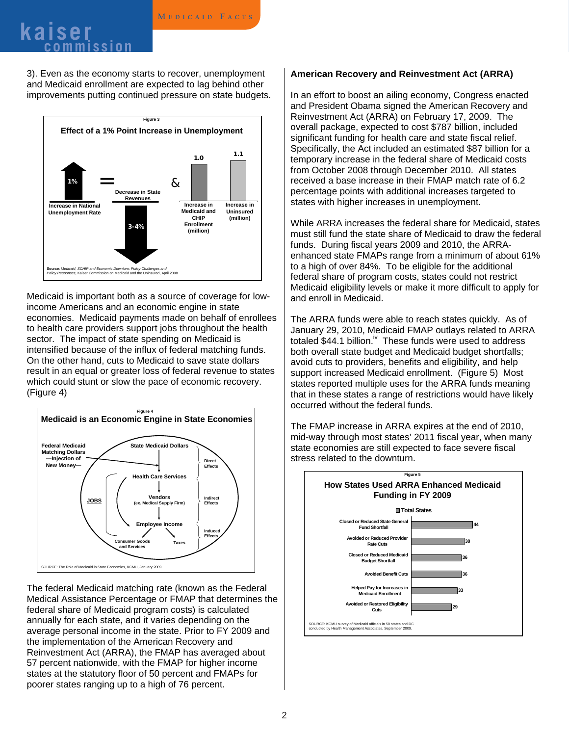3). Even as the economy starts to recover, unemployment and Medicaid enrollment are expected to lag behind other improvements putting continued pressure on state budgets.

Figure 3

**Effect of a 1% Point Increase in Unemployment**

1% Increase in National Unemployment Rate = 3-4% Decrease in State Revenues & 1.0 Increase in Medicaid and CHIP Enrollment (million), 1.1 Increase in Uninsured (million)

Source: *Medicaid, SCHIP and Economic Downturn: Policy Challenges and Policy Responses*, Kaiser Commission on Medicaid and the Uninsured, April 2008

Medicaid is important both as a source of coverage for low-income Americans and an economic engine in state economies. Medicaid payments made on behalf of enrollees to health care providers support jobs throughout the health sector. The impact of state spending on Medicaid is intensified because of the influx of federal matching funds. On the other hand, cuts to Medicaid to save state dollars result in an equal or greater loss of federal revenue to states which could stunt or slow the pace of economic recovery. (Figure 4)

Figure 4

**Medicaid is an Economic Engine in State Economies**

Federal Medicaid Matching Dollars —Injection of New Money— ; State Medicaid Dollars ; Direct Effects ; Health Care Services ; Vendors (ex. Medical Supply Firm) ; Indirect Effects ; JOBS ; Employee Income ; Induced Effects ; Consumer Goods and Services ; Taxes

SOURCE: The Role of Medicaid in State Economies, KCMU, January 2009

The federal Medicaid matching rate (known as the Federal Medical Assistance Percentage or FMAP that determines the federal share of Medicaid program costs) is calculated annually for each state, and it varies depending on the average personal income in the state. Prior to FY 2009 and the implementation of the American Recovery and Reinvestment Act (ARRA), the FMAP has averaged about 57 percent nationwide, with the FMAP for higher income states at the statutory floor of 50 percent and FMAPs for poorer states ranging up to a high of 76 percent.

**American Recovery and Reinvestment Act (ARRA)**

In an effort to boost an ailing economy, Congress enacted and President Obama signed the American Recovery and Reinvestment Act (ARRA) on February 17, 2009. The overall package, expected to cost $787 billion, included significant funding for health care and state fiscal relief. Specifically, the Act included an estimated $87 billion for a temporary increase in the federal share of Medicaid costs from October 2008 through December 2010. All states received a base increase in their FMAP match rate of 6.2 percentage points with additional increases targeted to states with higher increases in unemployment.

While ARRA increases the federal share for Medicaid, states must still fund the state share of Medicaid to draw the federal funds. During fiscal years 2009 and 2010, the ARRA-enhanced state FMAPs range from a minimum of about 61% to a high of over 84%. To be eligible for the additional federal share of program costs, states could not restrict Medicaid eligibility levels or make it more difficult to apply for and enroll in Medicaid.

The ARRA funds were able to reach states quickly. As of January 29, 2010, Medicaid FMAP outlays related to ARRA totaled $44.1 billion.[iv] These funds were used to address both overall state budget and Medicaid budget shortfalls; avoid cuts to providers, benefits and eligibility, and help support increased Medicaid enrollment. (Figure 5) Most states reported multiple uses for the ARRA funds meaning that in these states a range of restrictions would have likely occurred without the federal funds.

The FMAP increase in ARRA expires at the end of 2010, mid-way through most states' 2011 fiscal year, when many state economies are still expected to face severe fiscal stress related to the downturn.

Figure 5

**How States Used ARRA Enhanced Medicaid Funding in FY 2009**

| Use | Total States |
|---|---|
| Closed or Reduced State General Fund Shortfall | 44 |
| Avoided or Reduced Provider Rate Cuts | 38 |
| Closed or Reduced Medicaid Budget Shortfall | 36 |
| Avoided Benefit Cuts | 36 |
| Helped Pay for Increases in Medicaid Enrollment | 33 |
| Avoided or Restored Eligibility Cuts | 29 |

SOURCE: KCMU survey of Medicaid officials in 50 states and DC conducted by Health Management Associates, September 2009.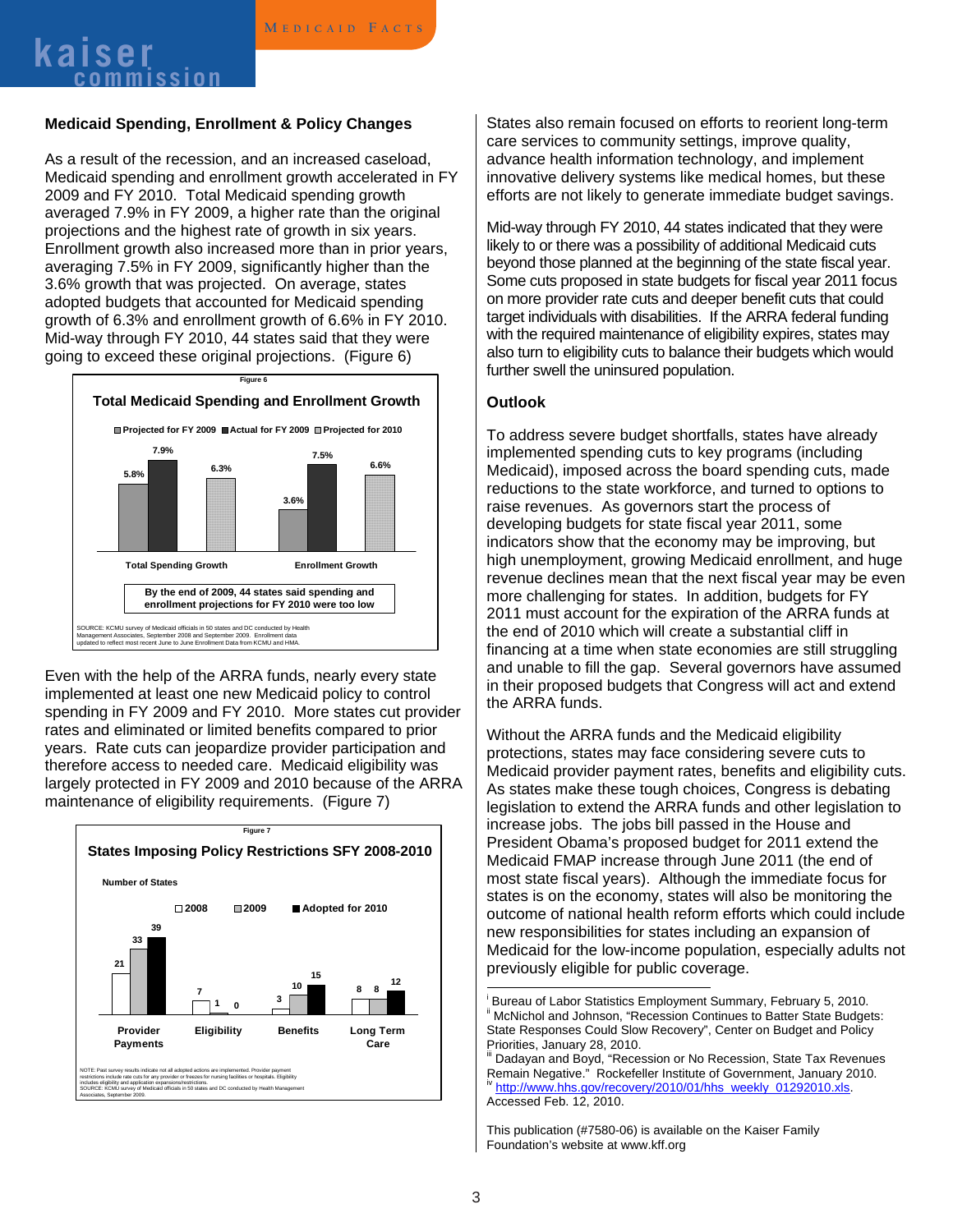### Medicaid Spending, Enrollment & Policy Changes

As a result of the recession, and an increased caseload, Medicaid spending and enrollment growth accelerated in FY 2009 and FY 2010. Total Medicaid spending growth averaged 7.9% in FY 2009, a higher rate than the original projections and the highest rate of growth in six years. Enrollment growth also increased more than in prior years, averaging 7.5% in FY 2009, significantly higher than the 3.6% growth that was projected. On average, states adopted budgets that accounted for Medicaid spending growth of 6.3% and enrollment growth of 6.6% in FY 2010. Mid-way through FY 2010, 44 states said that they were going to exceed these original projections. (Figure 6)

Figure 6

**Total Medicaid Spending and Enrollment Growth**

| | Projected for FY 2009 | Actual for FY 2009 | Projected for 2010 |
|---|---|---|---|
| Total Spending Growth | 5.8% | 7.9% | 6.3% |
| Enrollment Growth | 3.6% | 7.5% | 6.6% |

By the end of 2009, 44 states said spending and enrollment projections for FY 2010 were too low

SOURCE: KCMU survey of Medicaid officials in 50 states and DC conducted by Health Management Associates, September 2008 and September 2009. Enrollment data updated to reflect most recent June to June Enrollment Data from KCMU and HMA.

Even with the help of the ARRA funds, nearly every state implemented at least one new Medicaid policy to control spending in FY 2009 and FY 2010. More states cut provider rates and eliminated or limited benefits compared to prior years. Rate cuts can jeopardize provider participation and therefore access to needed care. Medicaid eligibility was largely protected in FY 2009 and 2010 because of the ARRA maintenance of eligibility requirements. (Figure 7)

Figure 7

**States Imposing Policy Restrictions SFY 2008-2010**

Number of States

| | 2008 | 2009 | Adopted for 2010 |
|---|---|---|---|
| Provider Payments | 21 | 33 | 39 |
| Eligibility | 7 | 1 | 0 |
| Benefits | 3 | 10 | 15 |
| Long Term Care | 8 | 8 | 12 |

NOTE: Past survey results indicate not all adopted actions are implemented. Provider payment restrictions include rate cuts for any provider or freezes for nursing facilities or hospitals. Eligibility includes eligibility and application expansions/restrictions.
SOURCE: KCMU survey of Medicaid officials in 50 states and DC conducted by Health Management Associates, September 2009.

States also remain focused on efforts to reorient long-term care services to community settings, improve quality, advance health information technology, and implement innovative delivery systems like medical homes, but these efforts are not likely to generate immediate budget savings.

Mid-way through FY 2010, 44 states indicated that they were likely to or there was a possibility of additional Medicaid cuts beyond those planned at the beginning of the state fiscal year. Some cuts proposed in state budgets for fiscal year 2011 focus on more provider rate cuts and deeper benefit cuts that could target individuals with disabilities. If the ARRA federal funding with the required maintenance of eligibility expires, states may also turn to eligibility cuts to balance their budgets which would further swell the uninsured population.

### Outlook

To address severe budget shortfalls, states have already implemented spending cuts to key programs (including Medicaid), imposed across the board spending cuts, made reductions to the state workforce, and turned to options to raise revenues. As governors start the process of developing budgets for state fiscal year 2011, some indicators show that the economy may be improving, but high unemployment, growing Medicaid enrollment, and huge revenue declines mean that the next fiscal year may be even more challenging for states. In addition, budgets for FY 2011 must account for the expiration of the ARRA funds at the end of 2010 which will create a substantial cliff in financing at a time when state economies are still struggling and unable to fill the gap. Several governors have assumed in their proposed budgets that Congress will act and extend the ARRA funds.

Without the ARRA funds and the Medicaid eligibility protections, states may face considering severe cuts to Medicaid provider payment rates, benefits and eligibility cuts. As states make these tough choices, Congress is debating legislation to extend the ARRA funds and other legislation to increase jobs. The jobs bill passed in the House and President Obama's proposed budget for 2011 extend the Medicaid FMAP increase through June 2011 (the end of most state fiscal years). Although the immediate focus for states is on the economy, states will also be monitoring the outcome of national health reform efforts which could include new responsibilities for states including an expansion of Medicaid for the low-income population, especially adults not previously eligible for public coverage.

---

[i] Bureau of Labor Statistics Employment Summary, February 5, 2010.
[ii] McNichol and Johnson, "Recession Continues to Batter State Budgets: State Responses Could Slow Recovery", Center on Budget and Policy Priorities, January 28, 2010.
[iii] Dadayan and Boyd, "Recession or No Recession, State Tax Revenues Remain Negative." Rockefeller Institute of Government, January 2010.
[iv] http://www.hhs.gov/recovery/2010/01/hhs_weekly_01292010.xls. Accessed Feb. 12, 2010.

This publication (#7580-06) is available on the Kaiser Family Foundation's website at www.kff.org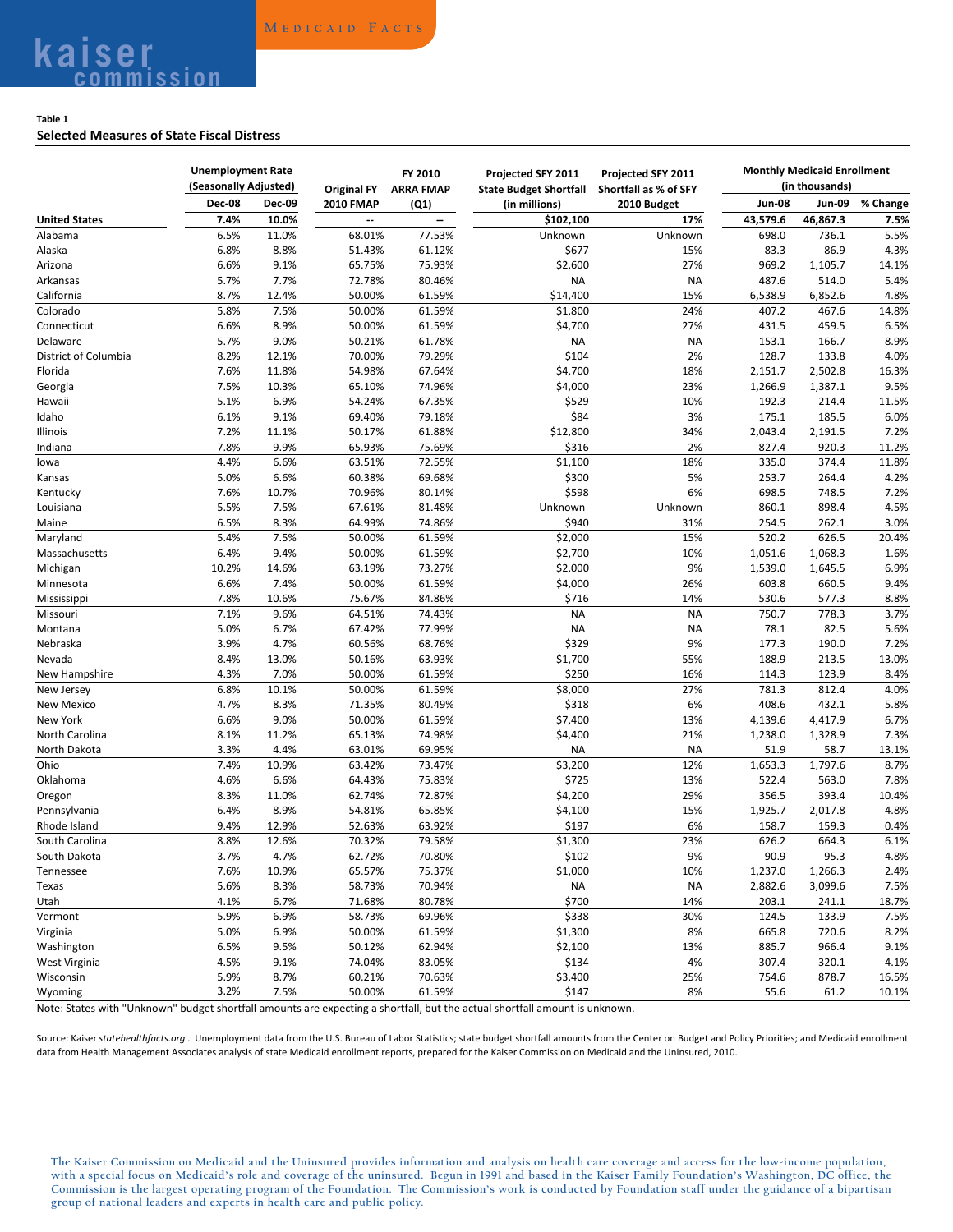Table 1

## Selected Measures of State Fiscal Distress

| | Unemployment Rate (Seasonally Adjusted) | | Original FY 2010 FMAP | FY 2010 ARRA FMAP (Q1) | Projected SFY 2011 State Budget Shortfall (in millions) | Projected SFY 2011 Shortfall as % of SFY 2010 Budget | Monthly Medicaid Enrollment (in thousands) | | |
|---|---|---|---|---|---|---|---|---|---|
| | Dec-08 | Dec-09 | | | | | Jun-08 | Jun-09 | % Change |
| **United States** | **7.4%** | **10.0%** | **--** | **--** | **$102,100** | **17%** | **43,579.6** | **46,867.3** | **7.5%** |
| Alabama | 6.5% | 11.0% | 68.01% | 77.53% | Unknown | Unknown | 698.0 | 736.1 | 5.5% |
| Alaska | 6.8% | 8.8% | 51.43% | 61.12% | $677 | 15% | 83.3 | 86.9 | 4.3% |
| Arizona | 6.6% | 9.1% | 65.75% | 75.93% | $2,600 | 27% | 969.2 | 1,105.7 | 14.1% |
| Arkansas | 5.7% | 7.7% | 72.78% | 80.46% | NA | NA | 487.6 | 514.0 | 5.4% |
| California | 8.7% | 12.4% | 50.00% | 61.59% | $14,400 | 15% | 6,538.9 | 6,852.6 | 4.8% |
| Colorado | 5.8% | 7.5% | 50.00% | 61.59% | $1,800 | 24% | 407.2 | 467.6 | 14.8% |
| Connecticut | 6.6% | 8.9% | 50.00% | 61.59% | $4,700 | 27% | 431.5 | 459.5 | 6.5% |
| Delaware | 5.7% | 9.0% | 50.21% | 61.78% | NA | NA | 153.1 | 166.7 | 8.9% |
| District of Columbia | 8.2% | 12.1% | 70.00% | 79.29% | $104 | 2% | 128.7 | 133.8 | 4.0% |
| Florida | 7.6% | 11.8% | 54.98% | 67.64% | $4,700 | 18% | 2,151.7 | 2,502.8 | 16.3% |
| Georgia | 7.5% | 10.3% | 65.10% | 74.96% | $4,000 | 23% | 1,266.9 | 1,387.1 | 9.5% |
| Hawaii | 5.1% | 6.9% | 54.24% | 67.35% | $529 | 10% | 192.3 | 214.4 | 11.5% |
| Idaho | 6.1% | 9.1% | 69.40% | 79.18% | $84 | 3% | 175.1 | 185.5 | 6.0% |
| Illinois | 7.2% | 11.1% | 50.17% | 61.88% | $12,800 | 34% | 2,043.4 | 2,191.5 | 7.2% |
| Indiana | 7.8% | 9.9% | 65.93% | 75.69% | $316 | 2% | 827.4 | 920.3 | 11.2% |
| Iowa | 4.4% | 6.6% | 63.51% | 72.55% | $1,100 | 18% | 335.0 | 374.4 | 11.8% |
| Kansas | 5.0% | 6.6% | 60.38% | 69.68% | $300 | 5% | 253.7 | 264.4 | 4.2% |
| Kentucky | 7.6% | 10.7% | 70.96% | 80.14% | $598 | 6% | 698.5 | 748.5 | 7.2% |
| Louisiana | 5.5% | 7.5% | 67.61% | 81.48% | Unknown | Unknown | 860.1 | 898.4 | 4.5% |
| Maine | 6.5% | 8.3% | 64.99% | 74.86% | $940 | 31% | 254.5 | 262.1 | 3.0% |
| Maryland | 5.4% | 7.5% | 50.00% | 61.59% | $2,000 | 15% | 520.2 | 626.5 | 20.4% |
| Massachusetts | 6.4% | 9.4% | 50.00% | 61.59% | $2,700 | 10% | 1,051.6 | 1,068.3 | 1.6% |
| Michigan | 10.2% | 14.6% | 63.19% | 73.27% | $2,000 | 9% | 1,539.0 | 1,645.5 | 6.9% |
| Minnesota | 6.6% | 7.4% | 50.00% | 61.59% | $4,000 | 26% | 603.8 | 660.5 | 9.4% |
| Mississippi | 7.8% | 10.6% | 75.67% | 84.86% | $716 | 14% | 530.6 | 577.3 | 8.8% |
| Missouri | 7.1% | 9.6% | 64.51% | 74.43% | NA | NA | 750.7 | 778.3 | 3.7% |
| Montana | 5.0% | 6.7% | 67.42% | 77.99% | NA | NA | 78.1 | 82.5 | 5.6% |
| Nebraska | 3.9% | 4.7% | 60.56% | 68.76% | $329 | 9% | 177.3 | 190.0 | 7.2% |
| Nevada | 8.4% | 13.0% | 50.16% | 63.93% | $1,700 | 55% | 188.9 | 213.5 | 13.0% |
| New Hampshire | 4.3% | 7.0% | 50.00% | 61.59% | $250 | 16% | 114.3 | 123.9 | 8.4% |
| New Jersey | 6.8% | 10.1% | 50.00% | 61.59% | $8,000 | 27% | 781.3 | 812.4 | 4.0% |
| New Mexico | 4.7% | 8.3% | 71.35% | 80.49% | $318 | 6% | 408.6 | 432.1 | 5.8% |
| New York | 6.6% | 9.0% | 50.00% | 61.59% | $7,400 | 13% | 4,139.6 | 4,417.9 | 6.7% |
| North Carolina | 8.1% | 11.2% | 65.13% | 74.98% | $4,400 | 21% | 1,238.0 | 1,328.9 | 7.3% |
| North Dakota | 3.3% | 4.4% | 63.01% | 69.95% | NA | NA | 51.9 | 58.7 | 13.1% |
| Ohio | 7.4% | 10.9% | 63.42% | 73.47% | $3,200 | 12% | 1,653.3 | 1,797.6 | 8.7% |
| Oklahoma | 4.6% | 6.6% | 64.43% | 75.83% | $725 | 13% | 522.4 | 563.0 | 7.8% |
| Oregon | 8.3% | 11.0% | 62.74% | 72.87% | $4,200 | 29% | 356.5 | 393.4 | 10.4% |
| Pennsylvania | 6.4% | 8.9% | 54.81% | 65.85% | $4,100 | 15% | 1,925.7 | 2,017.8 | 4.8% |
| Rhode Island | 9.4% | 12.9% | 52.63% | 63.92% | $197 | 6% | 158.7 | 159.3 | 0.4% |
| South Carolina | 8.8% | 12.6% | 70.32% | 79.58% | $1,300 | 23% | 626.2 | 664.3 | 6.1% |
| South Dakota | 3.7% | 4.7% | 62.72% | 70.80% | $102 | 9% | 90.9 | 95.3 | 4.8% |
| Tennessee | 7.6% | 10.9% | 65.57% | 75.37% | $1,000 | 10% | 1,237.0 | 1,266.3 | 2.4% |
| Texas | 5.6% | 8.3% | 58.73% | 70.94% | NA | NA | 2,882.6 | 3,099.6 | 7.5% |
| Utah | 4.1% | 6.7% | 71.68% | 80.78% | $700 | 14% | 203.1 | 241.1 | 18.7% |
| Vermont | 5.9% | 6.9% | 58.73% | 69.96% | $338 | 30% | 124.5 | 133.9 | 7.5% |
| Virginia | 5.0% | 6.9% | 50.00% | 61.59% | $1,300 | 8% | 665.8 | 720.6 | 8.2% |
| Washington | 6.5% | 9.5% | 50.12% | 62.94% | $2,100 | 13% | 885.7 | 966.4 | 9.1% |
| West Virginia | 4.5% | 9.1% | 74.04% | 83.05% | $134 | 4% | 307.4 | 320.1 | 4.1% |
| Wisconsin | 5.9% | 8.7% | 60.21% | 70.63% | $3,400 | 25% | 754.6 | 878.7 | 16.5% |
| Wyoming | 3.2% | 7.5% | 50.00% | 61.59% | $147 | 8% | 55.6 | 61.2 | 10.1% |

Note: States with "Unknown" budget shortfall amounts are expecting a shortfall, but the actual shortfall amount is unknown.

Source: Kaiser *statehealthfacts.org* . Unemployment data from the U.S. Bureau of Labor Statistics; state budget shortfall amounts from the Center on Budget and Policy Priorities; and Medicaid enrollment data from Health Management Associates analysis of state Medicaid enrollment reports, prepared for the Kaiser Commission on Medicaid and the Uninsured, 2010.

The Kaiser Commission on Medicaid and the Uninsured provides information and analysis on health care coverage and access for the low-income population, with a special focus on Medicaid's role and coverage of the uninsured. Begun in 1991 and based in the Kaiser Family Foundation's Washington, DC office, the Commission is the largest operating program of the Foundation. The Commission's work is conducted by Foundation staff under the guidance of a bipartisan group of national leaders and experts in health care and public policy.